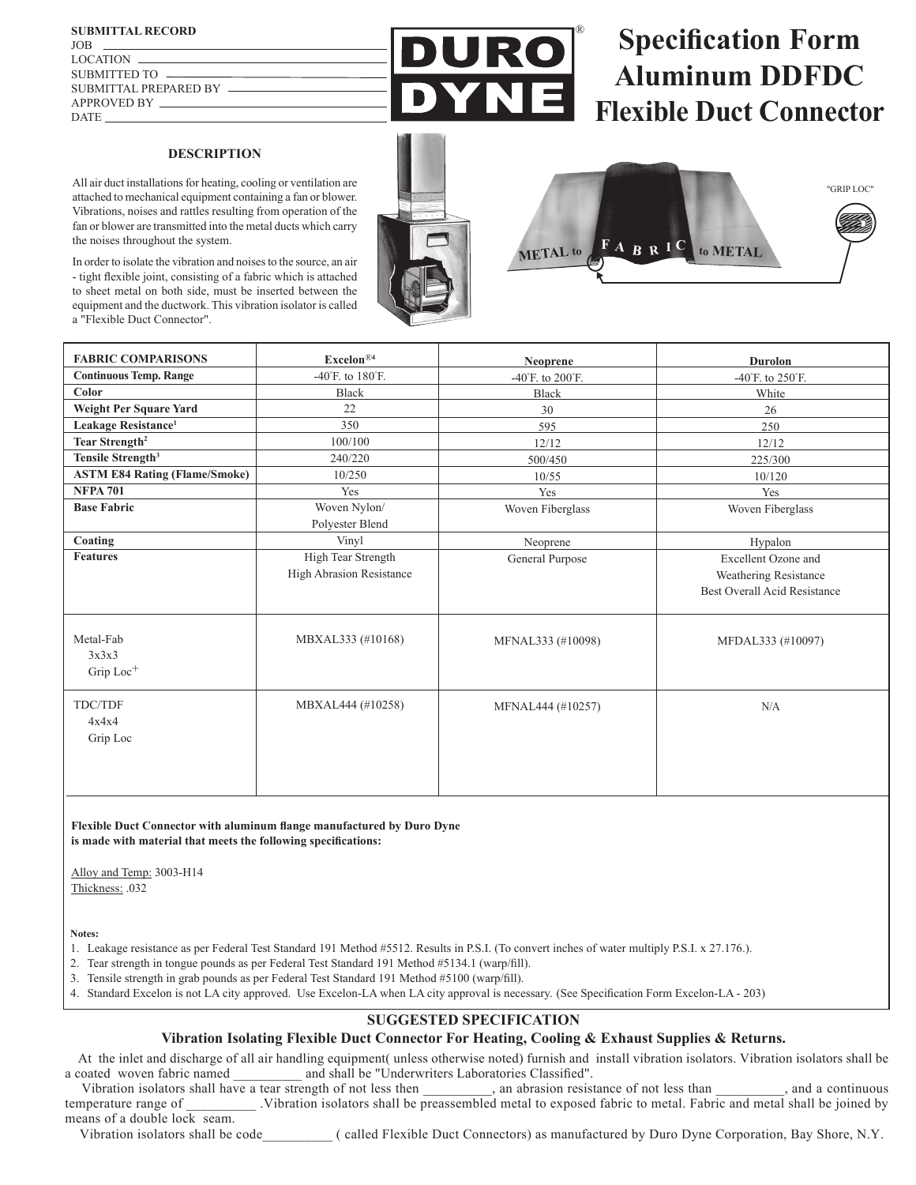**SUBMITTAL RECORD**
JOB
LOCATION
SUBMITTED TO
SUBMITTAL PREPARED BY
APPROVED BY
DATE

DURO DYNE®

# Specification Form Aluminum DDFDC Flexible Duct Connector

### DESCRIPTION

All air duct installations for heating, cooling or ventilation are attached to mechanical equipment containing a fan or blower. Vibrations, noises and rattles resulting from operation of the fan or blower are transmitted into the metal ducts which carry the noises throughout the system.

In order to isolate the vibration and noises to the source, an air - tight flexible joint, consisting of a fabric which is attached to sheet metal on both side, must be inserted between the equipment and the ductwork. This vibration isolator is called a "Flexible Duct Connector".

METAL to FABRIC to METAL

"GRIP LOC"

| FABRIC COMPARISONS | Excelon®[4] | Neoprene | Durolon |
|---|---|---|---|
| **Continuous Temp. Range** | -40°F. to 180°F. | -40°F. to 200°F. | -40°F. to 250°F. |
| **Color** | Black | Black | White |
| **Weight Per Square Yard** | 22 | 30 | 26 |
| **Leakage Resistance[1]** | 350 | 595 | 250 |
| **Tear Strength[2]** | 100/100 | 12/12 | 12/12 |
| **Tensile Strength[3]** | 240/220 | 500/450 | 225/300 |
| **ASTM E84 Rating (Flame/Smoke)** | 10/250 | 10/55 | 10/120 |
| **NFPA 701** | Yes | Yes | Yes |
| **Base Fabric** | Woven Nylon/ Polyester Blend | Woven Fiberglass | Woven Fiberglass |
| **Coating** | Vinyl | Neoprene | Hypalon |
| **Features** | High Tear Strength High Abrasion Resistance | General Purpose | Excellent Ozone and Weathering Resistance Best Overall Acid Resistance |
| Metal-Fab 3x3x3 Grip Loc+ | MBXAL333 (#10168) | MFNAL333 (#10098) | MFDAL333 (#10097) |
| TDC/TDF 4x4x4 Grip Loc | MBXAL444 (#10258) | MFNAL444 (#10257) | N/A |

**Flexible Duct Connector with aluminum flange manufactured by Duro Dyne is made with material that meets the following specifications:**

Alloy and Temp: 3003-H14
Thickness: .032

**Notes:**

1. Leakage resistance as per Federal Test Standard 191 Method #5512. Results in P.S.I. (To convert inches of water multiply P.S.I. x 27.176.).
2. Tear strength in tongue pounds as per Federal Test Standard 191 Method #5134.1 (warp/fill).
3. Tensile strength in grab pounds as per Federal Test Standard 191 Method #5100 (warp/fill).
4. Standard Excelon is not LA city approved. Use Excelon-LA when LA city approval is necessary. (See Specification Form Excelon-LA - 203)

## SUGGESTED SPECIFICATION

### Vibration Isolating Flexible Duct Connector For Heating, Cooling & Exhaust Supplies & Returns.

At the inlet and discharge of all air handling equipment( unless otherwise noted) furnish and install vibration isolators. Vibration isolators shall be a coated woven fabric named __________ and shall be "Underwriters Laboratories Classified".

Vibration isolators shall have a tear strength of not less then __________, an abrasion resistance of not less than __________, and a continuous temperature range of __________ .Vibration isolators shall be preassembled metal to exposed fabric to metal. Fabric and metal shall be joined by means of a double lock seam.

Vibration isolators shall be code__________ ( called Flexible Duct Connectors) as manufactured by Duro Dyne Corporation, Bay Shore, N.Y.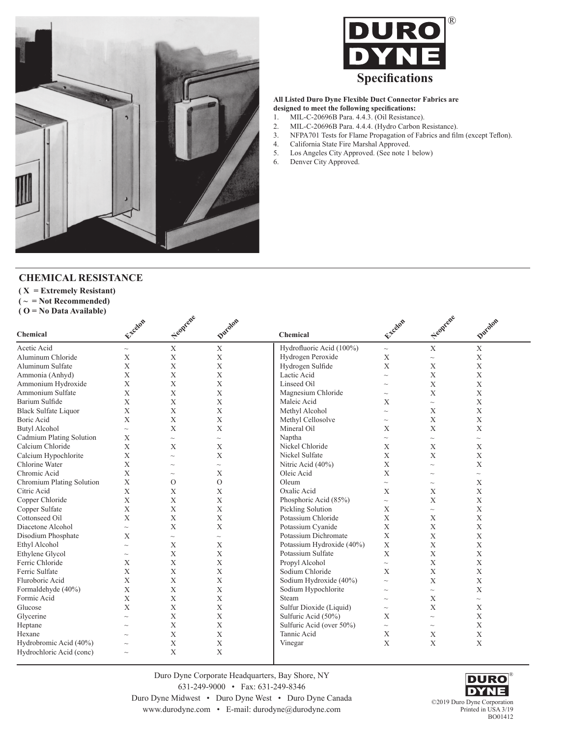# DURO DYNE®

## Specifications

**All Listed Duro Dyne Flexible Duct Connector Fabrics are designed to meet the following specifications:**

1. MIL-C-20696B Para. 4.4.3. (Oil Resistance).
2. MIL-C-20696B Para. 4.4.4. (Hydro Carbon Resistance).
3. NFPA701 Tests for Flame Propagation of Fabrics and film (except Teflon).
4. California State Fire Marshal Approved.
5. Los Angeles City Approved. (See note 1 below)
6. Denver City Approved.

## CHEMICAL RESISTANCE

**( X = Extremely Resistant)**
**( ~ = Not Recommended)**
**( O = No Data Available)**

| Chemical | Excelon | Neoprene | Durolon |
|---|---|---|---|
| Acetic Acid | ~ | X | X |
| Aluminum Chloride | X | X | X |
| Aluminum Sulfate | X | X | X |
| Ammonia (Anhyd) | X | X | X |
| Ammonium Hydroxide | X | X | X |
| Ammonium Sulfate | X | X | X |
| Barium Sulfide | X | X | X |
| Black Sulfate Liquor | X | X | X |
| Boric Acid | X | X | X |
| Butyl Alcohol | ~ | X | X |
| Cadmium Plating Solution | X | ~ | ~ |
| Calcium Chloride | X | X | X |
| Calcium Hypochlorite | X | ~ | X |
| Chlorine Water | X | ~ | ~ |
| Chromic Acid | X | ~ | X |
| Chromium Plating Solution | X | O | O |
| Citric Acid | X | X | X |
| Copper Chloride | X | X | X |
| Copper Sulfate | X | X | X |
| Cottonseed Oil | X | X | X |
| Diacetone Alcohol | ~ | X | X |
| Disodium Phosphate | X | ~ | ~ |
| Ethyl Alcohol | ~ | X | X |
| Ethylene Glycol | ~ | X | X |
| Ferric Chloride | X | X | X |
| Ferric Sulfate | X | X | X |
| Fluroboric Acid | X | X | X |
| Formaldehyde (40%) | X | X | X |
| Formic Acid | X | X | X |
| Glucose | X | X | X |
| Glycerine | ~ | X | X |
| Heptane | ~ | X | X |
| Hexane | ~ | X | X |
| Hydrobromic Acid (40%) | ~ | X | X |
| Hydrochloric Acid (conc) | ~ | X | X |
| Hydrofluoric Acid (100%) | ~ | X | X |
| Hydrogen Peroxide | X | ~ | X |
| Hydrogen Sulfide | X | X | X |
| Lactic Acid | ~ | X | X |
| Linseed Oil | ~ | X | X |
| Magnesium Chloride | ~ | X | X |
| Maleic Acid | X | ~ | X |
| Methyl Alcohol | ~ | X | X |
| Methyl Cellosolve | ~ | X | X |
| Mineral Oil | X | X | X |
| Naptha | ~ | ~ | ~ |
| Nickel Chloride | X | X | X |
| Nickel Sulfate | X | X | X |
| Nitric Acid (40%) | X | ~ | X |
| Oleic Acid | X | ~ | ~ |
| Oleum | ~ | ~ | X |
| Oxalic Acid | X | X | X |
| Phosphoric Acid (85%) | ~ | X | X |
| Pickling Solution | X | ~ | X |
| Potassium Chloride | X | X | X |
| Potassium Cyanide | X | X | X |
| Potassium Dichromate | X | X | X |
| Potassium Hydroxide (40%) | X | X | X |
| Potassium Sulfate | X | X | X |
| Propyl Alcohol | ~ | X | X |
| Sodium Chloride | X | X | X |
| Sodium Hydroxide (40%) | ~ | X | X |
| Sodium Hypochlorite | ~ | ~ | X |
| Steam | ~ | X | ~ |
| Sulfur Dioxide (Liquid) | ~ | X | X |
| Sulfuric Acid (50%) | X | ~ | X |
| Sulfuric Acid (over 50%) | ~ | ~ | X |
| Tannic Acid | X | X | X |
| Vinegar | X | X | X |

Duro Dyne Corporate Headquarters, Bay Shore, NY
631-249-9000 • Fax: 631-249-8346
Duro Dyne Midwest • Duro Dyne West • Duro Dyne Canada
www.durodyne.com • E-mail: durodyne@durodyne.com

©2019 Duro Dyne Corporation
Printed in USA 3/19
BO01412